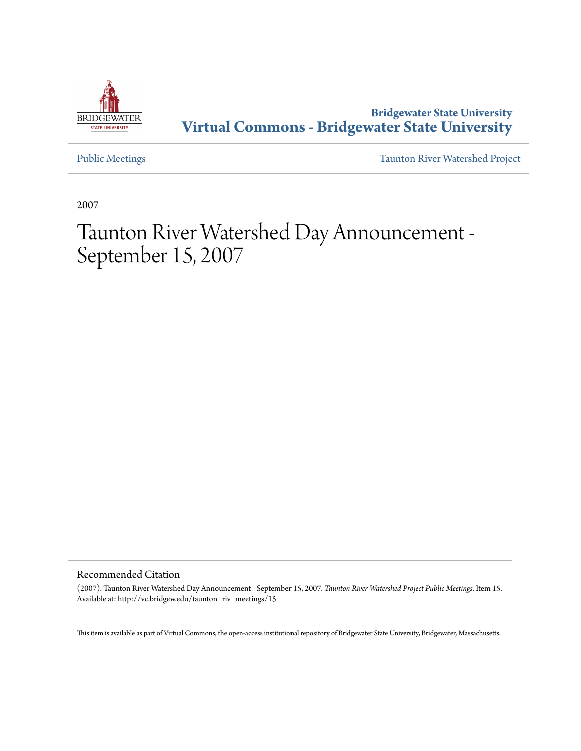**Bridgewater State University**
**Virtual Commons - Bridgewater State University**

Public Meetings | Taunton River Watershed Project

2007

# Taunton River Watershed Day Announcement - September 15, 2007

## Recommended Citation

(2007). Taunton River Watershed Day Announcement - September 15, 2007. *Taunton River Watershed Project Public Meetings.* Item 15.
Available at: http://vc.bridgew.edu/taunton_riv_meetings/15

This item is available as part of Virtual Commons, the open-access institutional repository of Bridgewater State University, Bridgewater, Massachusetts.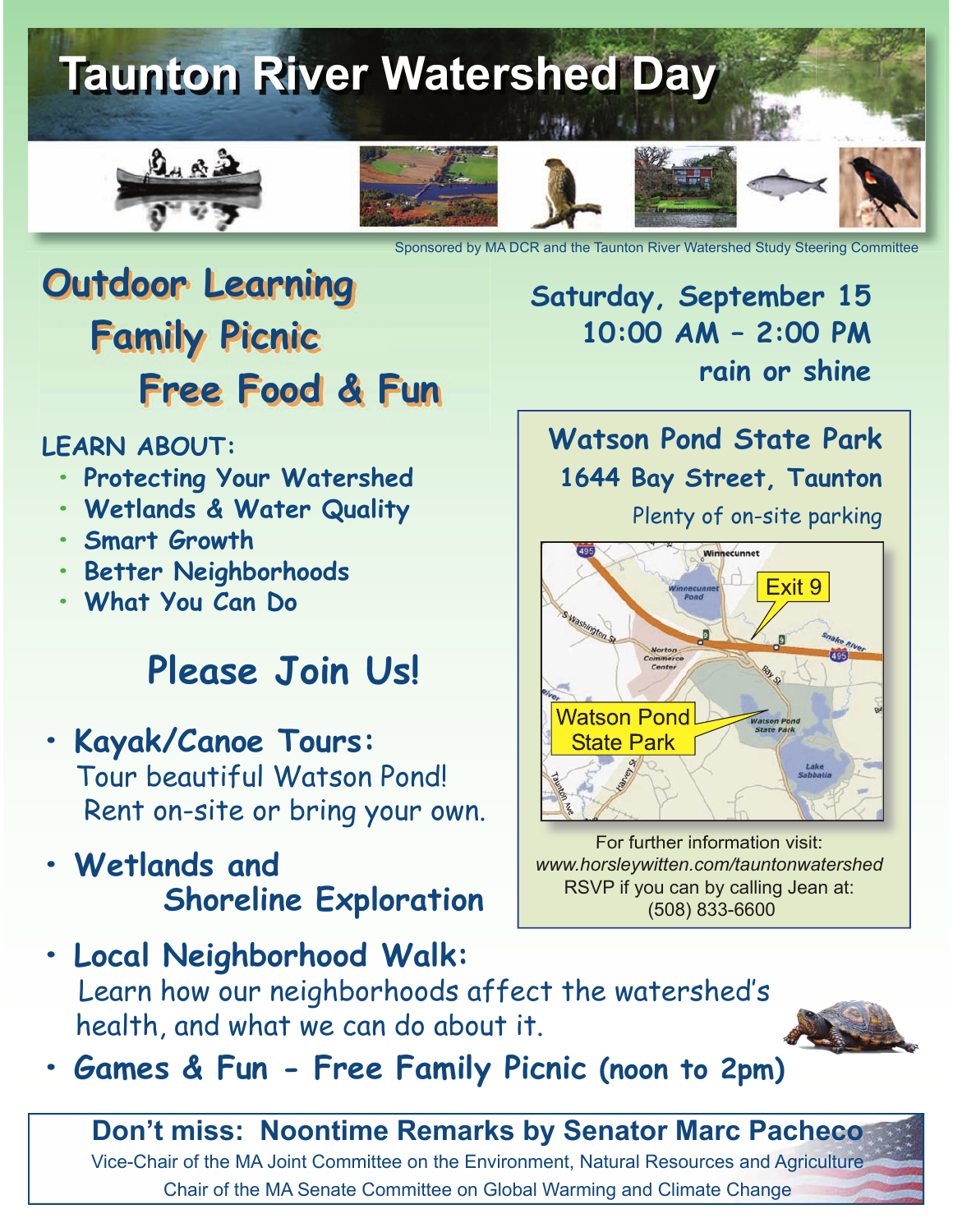# Taunton River Watershed Day

Sponsored by MA DCR and the Taunton River Watershed Study Steering Committee

## Outdoor Learning
## Family Picnic
## Free Food & Fun

**Saturday, September 15**
**10:00 AM – 2:00 PM**
**rain or shine**

**Watson Pond State Park**
**1644 Bay Street, Taunton**
Plenty of on-site parking

Exit 9

Watson Pond State Park

For further information visit:
*www.horsleywitten.com/tauntonwatershed*
RSVP if you can by calling Jean at:
(508) 833-6600

**LEARN ABOUT:**

- Protecting Your Watershed
- Wetlands & Water Quality
- Smart Growth
- Better Neighborhoods
- What You Can Do

## Please Join Us!

- **Kayak/Canoe Tours:** Tour beautiful Watson Pond! Rent on-site or bring your own.
- **Wetlands and Shoreline Exploration**
- **Local Neighborhood Walk:** Learn how our neighborhoods affect the watershed's health, and what we can do about it.
- **Games & Fun - Free Family Picnic (noon to 2pm)**

**Don't miss: Noontime Remarks by Senator Marc Pacheco**
Vice-Chair of the MA Joint Committee on the Environment, Natural Resources and Agriculture
Chair of the MA Senate Committee on Global Warming and Climate Change